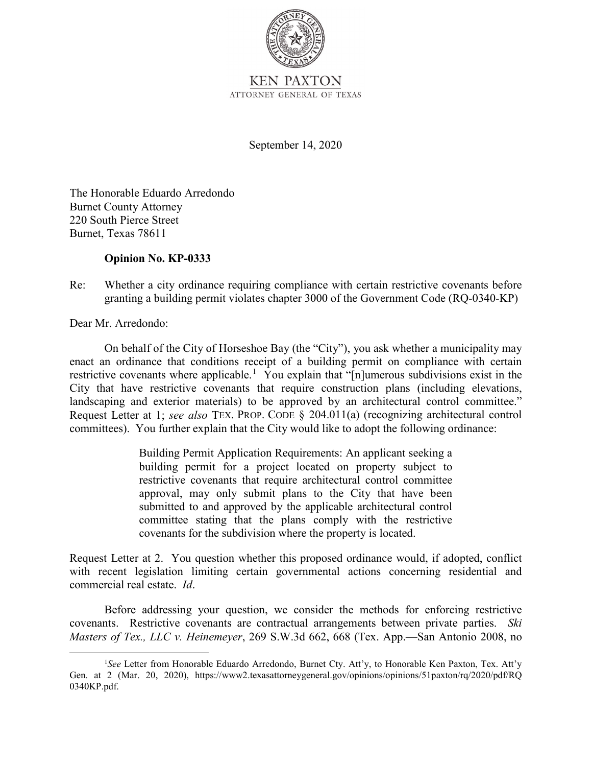KEN PAXTON
ATTORNEY GENERAL OF TEXAS

September 14, 2020

The Honorable Eduardo Arredondo
Burnet County Attorney
220 South Pierce Street
Burnet, Texas 78611

**Opinion No. KP-0333**

Re: Whether a city ordinance requiring compliance with certain restrictive covenants before granting a building permit violates chapter 3000 of the Government Code (RQ-0340-KP)

Dear Mr. Arredondo:

On behalf of the City of Horseshoe Bay (the "City"), you ask whether a municipality may enact an ordinance that conditions receipt of a building permit on compliance with certain restrictive covenants where applicable.[1] You explain that "[n]umerous subdivisions exist in the City that have restrictive covenants that require construction plans (including elevations, landscaping and exterior materials) to be approved by an architectural control committee." Request Letter at 1; *see also* TEX. PROP. CODE § 204.011(a) (recognizing architectural control committees). You further explain that the City would like to adopt the following ordinance:

> Building Permit Application Requirements: An applicant seeking a building permit for a project located on property subject to restrictive covenants that require architectural control committee approval, may only submit plans to the City that have been submitted to and approved by the applicable architectural control committee stating that the plans comply with the restrictive covenants for the subdivision where the property is located.

Request Letter at 2. You question whether this proposed ordinance would, if adopted, conflict with recent legislation limiting certain governmental actions concerning residential and commercial real estate. *Id*.

Before addressing your question, we consider the methods for enforcing restrictive covenants. Restrictive covenants are contractual arrangements between private parties. *Ski Masters of Tex., LLC v. Heinemeyer*, 269 S.W.3d 662, 668 (Tex. App.—San Antonio 2008, no

[1]*See* Letter from Honorable Eduardo Arredondo, Burnet Cty. Att'y, to Honorable Ken Paxton, Tex. Att'y Gen. at 2 (Mar. 20, 2020), https://www2.texasattorneygeneral.gov/opinions/opinions/51paxton/rq/2020/pdf/RQ0340KP.pdf.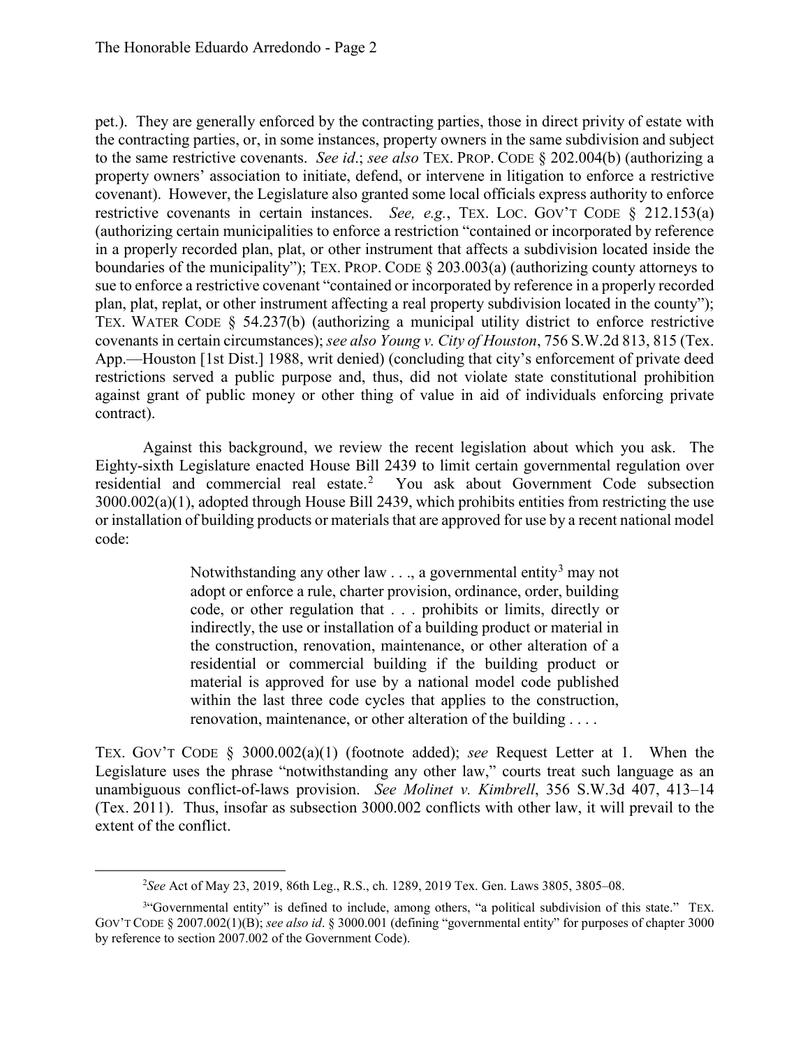pet.). They are generally enforced by the contracting parties, those in direct privity of estate with the contracting parties, or, in some instances, property owners in the same subdivision and subject to the same restrictive covenants. *See id*.; *see also* TEX. PROP. CODE § 202.004(b) (authorizing a property owners' association to initiate, defend, or intervene in litigation to enforce a restrictive covenant). However, the Legislature also granted some local officials express authority to enforce restrictive covenants in certain instances. *See, e.g.*, TEX. LOC. GOV'T CODE § 212.153(a) (authorizing certain municipalities to enforce a restriction "contained or incorporated by reference in a properly recorded plan, plat, or other instrument that affects a subdivision located inside the boundaries of the municipality"); TEX. PROP. CODE § 203.003(a) (authorizing county attorneys to sue to enforce a restrictive covenant "contained or incorporated by reference in a properly recorded plan, plat, replat, or other instrument affecting a real property subdivision located in the county"); TEX. WATER CODE § 54.237(b) (authorizing a municipal utility district to enforce restrictive covenants in certain circumstances); *see also Young v. City of Houston*, 756 S.W.2d 813, 815 (Tex. App.—Houston [1st Dist.] 1988, writ denied) (concluding that city's enforcement of private deed restrictions served a public purpose and, thus, did not violate state constitutional prohibition against grant of public money or other thing of value in aid of individuals enforcing private contract).

Against this background, we review the recent legislation about which you ask. The Eighty-sixth Legislature enacted House Bill 2439 to limit certain governmental regulation over residential and commercial real estate.[2] You ask about Government Code subsection 3000.002(a)(1), adopted through House Bill 2439, which prohibits entities from restricting the use or installation of building products or materials that are approved for use by a recent national model code:

> Notwithstanding any other law . . ., a governmental entity[3] may not adopt or enforce a rule, charter provision, ordinance, order, building code, or other regulation that . . . prohibits or limits, directly or indirectly, the use or installation of a building product or material in the construction, renovation, maintenance, or other alteration of a residential or commercial building if the building product or material is approved for use by a national model code published within the last three code cycles that applies to the construction, renovation, maintenance, or other alteration of the building . . . .

TEX. GOV'T CODE § 3000.002(a)(1) (footnote added); *see* Request Letter at 1. When the Legislature uses the phrase "notwithstanding any other law," courts treat such language as an unambiguous conflict-of-laws provision. *See Molinet v. Kimbrell*, 356 S.W.3d 407, 413–14 (Tex. 2011). Thus, insofar as subsection 3000.002 conflicts with other law, it will prevail to the extent of the conflict.

---

[2]*See* Act of May 23, 2019, 86th Leg., R.S., ch. 1289, 2019 Tex. Gen. Laws 3805, 3805–08.

[3]"Governmental entity" is defined to include, among others, "a political subdivision of this state." TEX. GOV'T CODE § 2007.002(1)(B); *see also id*. § 3000.001 (defining "governmental entity" for purposes of chapter 3000 by reference to section 2007.002 of the Government Code).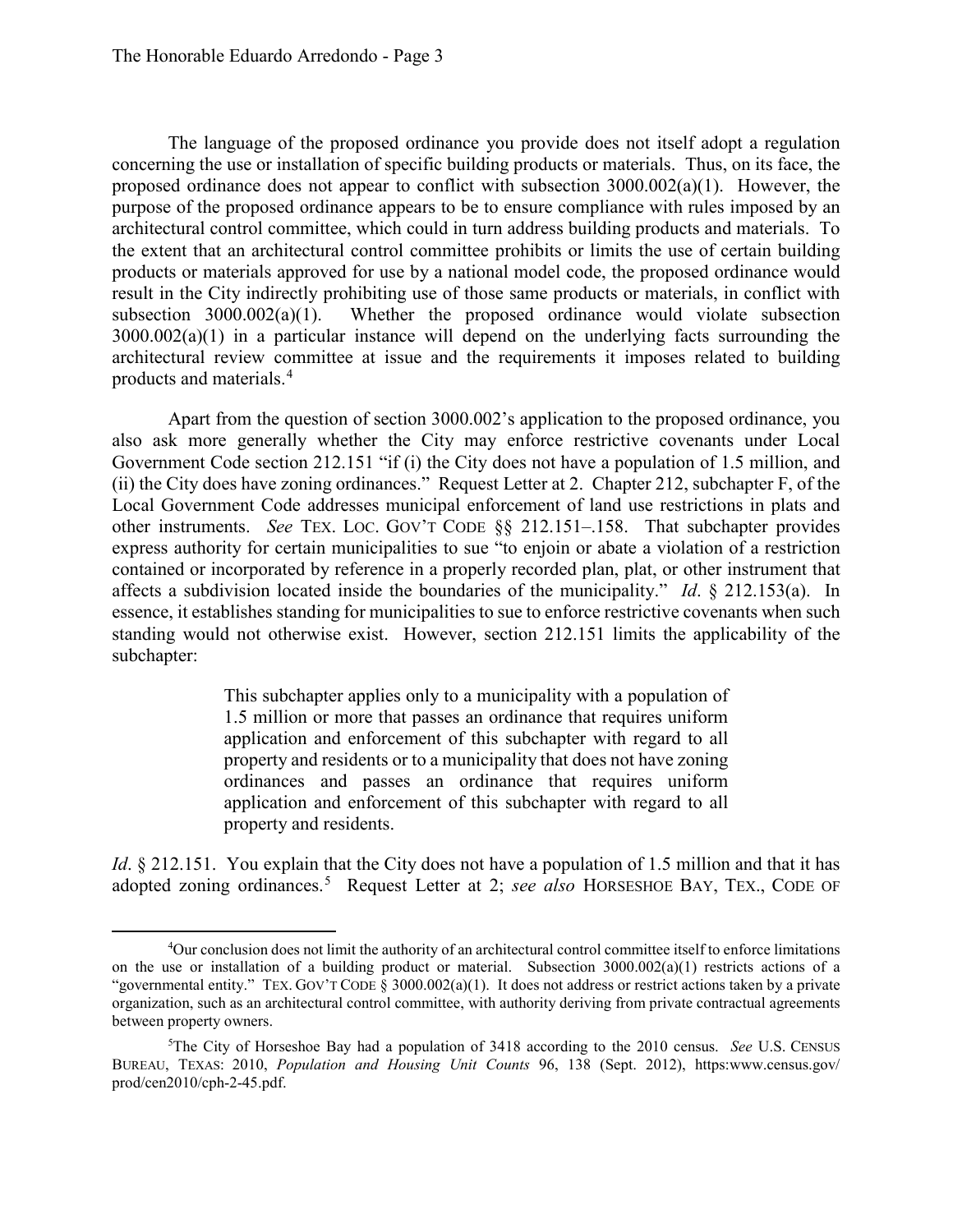The language of the proposed ordinance you provide does not itself adopt a regulation concerning the use or installation of specific building products or materials. Thus, on its face, the proposed ordinance does not appear to conflict with subsection 3000.002(a)(1). However, the purpose of the proposed ordinance appears to be to ensure compliance with rules imposed by an architectural control committee, which could in turn address building products and materials. To the extent that an architectural control committee prohibits or limits the use of certain building products or materials approved for use by a national model code, the proposed ordinance would result in the City indirectly prohibiting use of those same products or materials, in conflict with subsection 3000.002(a)(1). Whether the proposed ordinance would violate subsection 3000.002(a)(1) in a particular instance will depend on the underlying facts surrounding the architectural review committee at issue and the requirements it imposes related to building products and materials.[4]

Apart from the question of section 3000.002's application to the proposed ordinance, you also ask more generally whether the City may enforce restrictive covenants under Local Government Code section 212.151 "if (i) the City does not have a population of 1.5 million, and (ii) the City does have zoning ordinances." Request Letter at 2. Chapter 212, subchapter F, of the Local Government Code addresses municipal enforcement of land use restrictions in plats and other instruments. *See* TEX. LOC. GOV'T CODE §§ 212.151–.158. That subchapter provides express authority for certain municipalities to sue "to enjoin or abate a violation of a restriction contained or incorporated by reference in a properly recorded plan, plat, or other instrument that affects a subdivision located inside the boundaries of the municipality." *Id.* § 212.153(a). In essence, it establishes standing for municipalities to sue to enforce restrictive covenants when such standing would not otherwise exist. However, section 212.151 limits the applicability of the subchapter:

> This subchapter applies only to a municipality with a population of 1.5 million or more that passes an ordinance that requires uniform application and enforcement of this subchapter with regard to all property and residents or to a municipality that does not have zoning ordinances and passes an ordinance that requires uniform application and enforcement of this subchapter with regard to all property and residents.

*Id.* § 212.151. You explain that the City does not have a population of 1.5 million and that it has adopted zoning ordinances.[5] Request Letter at 2; *see also* HORSESHOE BAY, TEX., CODE OF

---

[4] Our conclusion does not limit the authority of an architectural control committee itself to enforce limitations on the use or installation of a building product or material. Subsection 3000.002(a)(1) restricts actions of a "governmental entity." TEX. GOV'T CODE § 3000.002(a)(1). It does not address or restrict actions taken by a private organization, such as an architectural control committee, with authority deriving from private contractual agreements between property owners.

[5] The City of Horseshoe Bay had a population of 3418 according to the 2010 census. *See* U.S. CENSUS BUREAU, TEXAS: 2010, *Population and Housing Unit Counts* 96, 138 (Sept. 2012), https:www.census.gov/prod/cen2010/cph-2-45.pdf.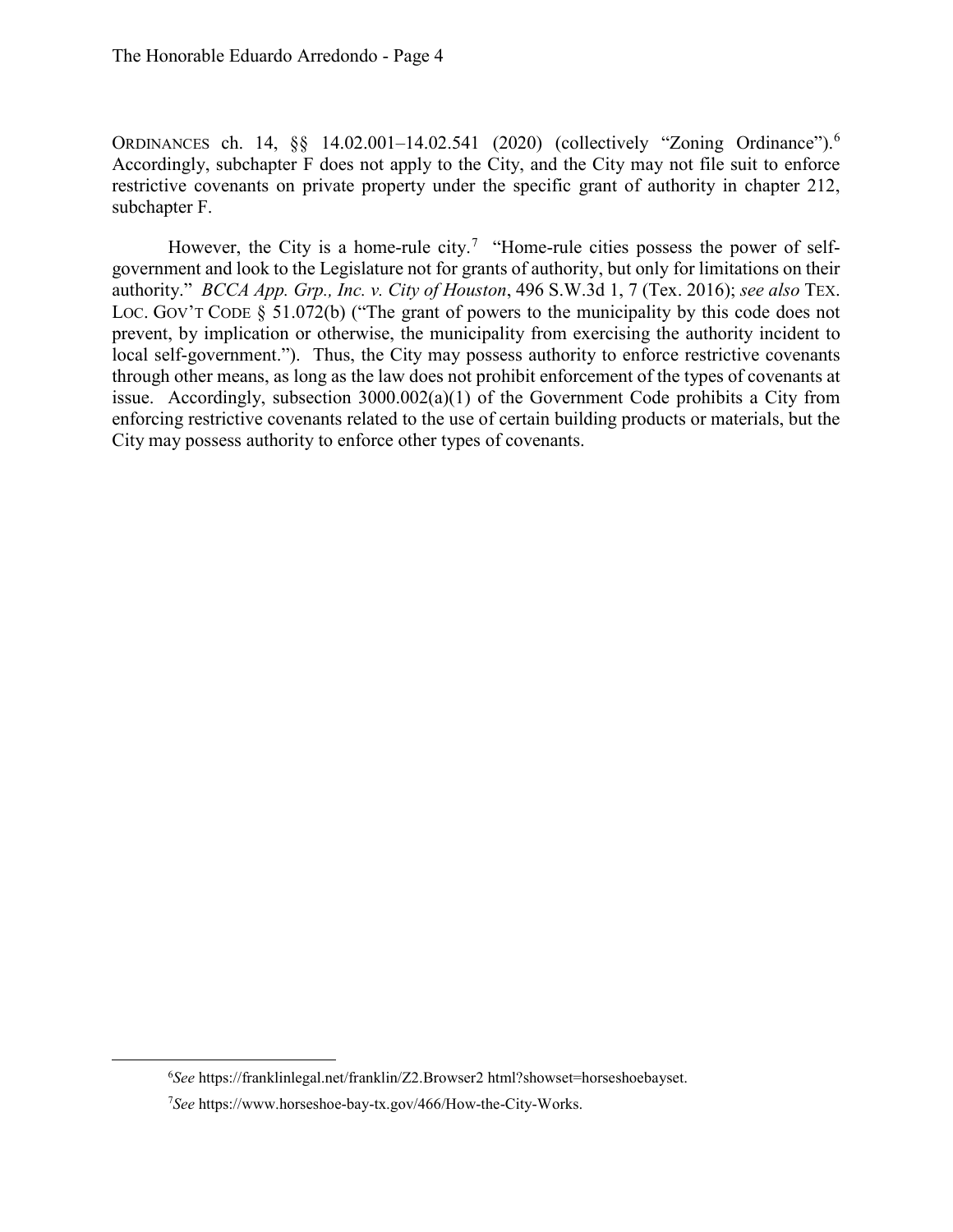ORDINANCES ch. 14, §§ 14.02.001–14.02.541 (2020) (collectively "Zoning Ordinance").[6] Accordingly, subchapter F does not apply to the City, and the City may not file suit to enforce restrictive covenants on private property under the specific grant of authority in chapter 212, subchapter F.

However, the City is a home-rule city.[7] "Home-rule cities possess the power of self-government and look to the Legislature not for grants of authority, but only for limitations on their authority." *BCCA App. Grp., Inc. v. City of Houston*, 496 S.W.3d 1, 7 (Tex. 2016); *see also* TEX. LOC. GOV'T CODE § 51.072(b) ("The grant of powers to the municipality by this code does not prevent, by implication or otherwise, the municipality from exercising the authority incident to local self-government."). Thus, the City may possess authority to enforce restrictive covenants through other means, as long as the law does not prohibit enforcement of the types of covenants at issue. Accordingly, subsection 3000.002(a)(1) of the Government Code prohibits a City from enforcing restrictive covenants related to the use of certain building products or materials, but the City may possess authority to enforce other types of covenants.

---

[6] *See* https://franklinlegal.net/franklin/Z2.Browser2 html?showset=horseshoebayset.

[7] *See* https://www.horseshoe-bay-tx.gov/466/How-the-City-Works.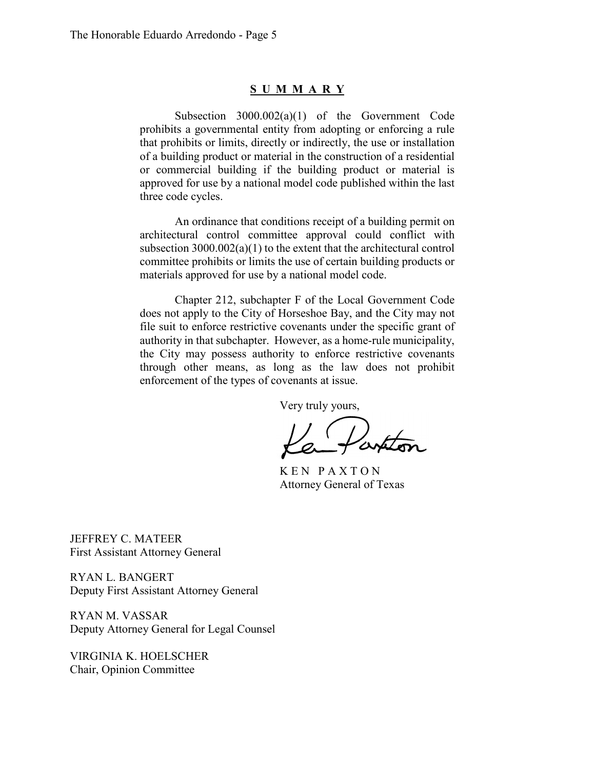## S U M M A R Y

Subsection 3000.002(a)(1) of the Government Code prohibits a governmental entity from adopting or enforcing a rule that prohibits or limits, directly or indirectly, the use or installation of a building product or material in the construction of a residential or commercial building if the building product or material is approved for use by a national model code published within the last three code cycles.

An ordinance that conditions receipt of a building permit on architectural control committee approval could conflict with subsection 3000.002(a)(1) to the extent that the architectural control committee prohibits or limits the use of certain building products or materials approved for use by a national model code.

Chapter 212, subchapter F of the Local Government Code does not apply to the City of Horseshoe Bay, and the City may not file suit to enforce restrictive covenants under the specific grant of authority in that subchapter. However, as a home-rule municipality, the City may possess authority to enforce restrictive covenants through other means, as long as the law does not prohibit enforcement of the types of covenants at issue.

Very truly yours,

K E N P A X T O N
Attorney General of Texas

JEFFREY C. MATEER
First Assistant Attorney General

RYAN L. BANGERT
Deputy First Assistant Attorney General

RYAN M. VASSAR
Deputy Attorney General for Legal Counsel

VIRGINIA K. HOELSCHER
Chair, Opinion Committee